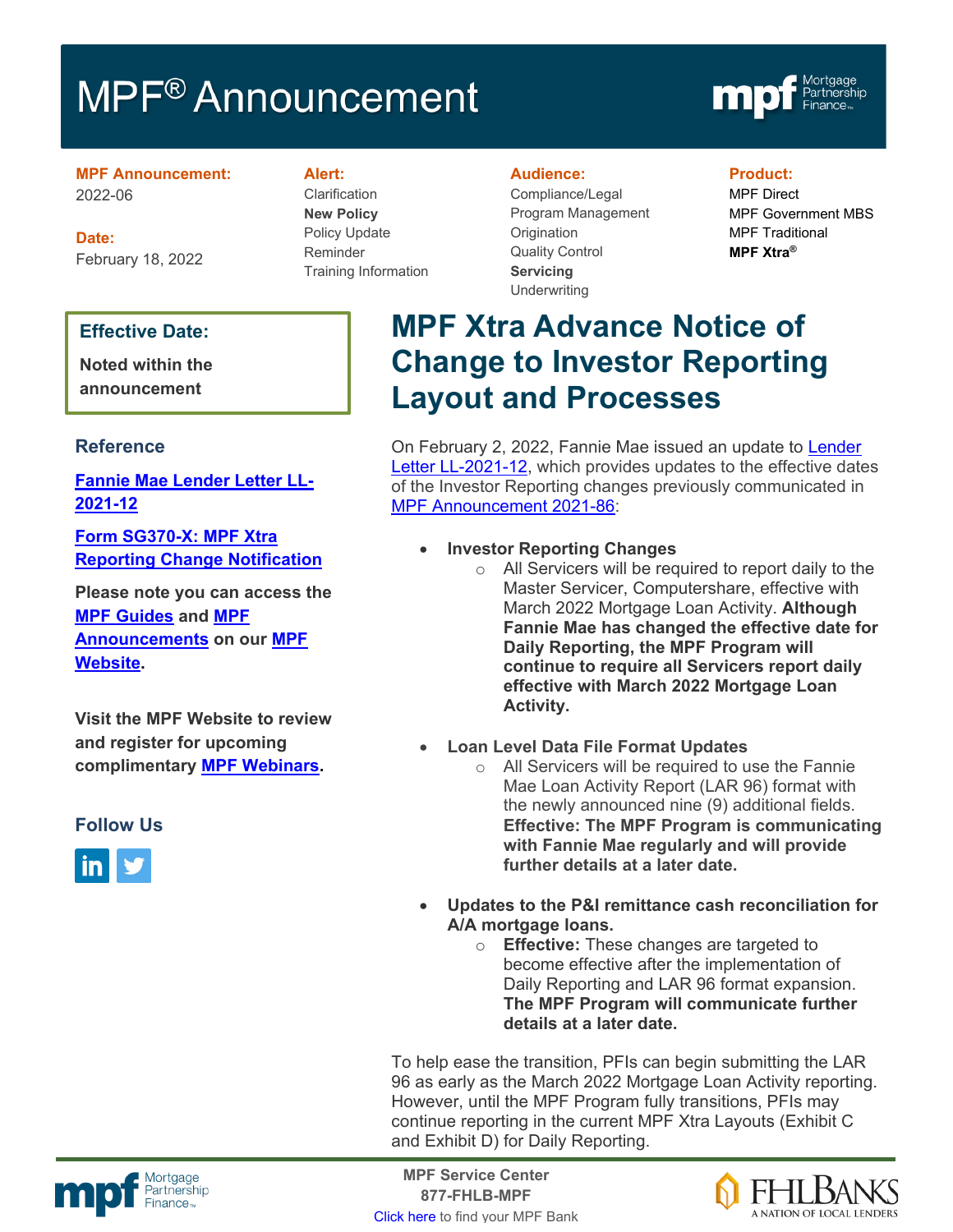# MPF® Announcement

**MPF Announcement:**
2022-06

**Date:**
February 18, 2022

**Alert:**
Clarification
**New Policy**
Policy Update
Reminder
Training Information

**Audience:**
Compliance/Legal
Program Management
Origination
Quality Control
**Servicing**
Underwriting

**Product:**
MPF Direct
MPF Government MBS
MPF Traditional
**MPF Xtra®**

**Effective Date:**

**Noted within the announcement**

## Reference

**[Fannie Mae Lender Letter LL-2021-12]**

**[Form SG370-X: MPF Xtra Reporting Change Notification]**

**Please note you can access the [MPF Guides] and [MPF Announcements] on our [MPF Website].**

**Visit the MPF Website to review and register for upcoming complimentary [MPF Webinars].**

## Follow Us

# MPF Xtra Advance Notice of Change to Investor Reporting Layout and Processes

On February 2, 2022, Fannie Mae issued an update to Lender Letter LL-2021-12, which provides updates to the effective dates of the Investor Reporting changes previously communicated in MPF Announcement 2021-86:

- **Investor Reporting Changes**
  - All Servicers will be required to report daily to the Master Servicer, Computershare, effective with March 2022 Mortgage Loan Activity. **Although Fannie Mae has changed the effective date for Daily Reporting, the MPF Program will continue to require all Servicers report daily effective with March 2022 Mortgage Loan Activity.**

- **Loan Level Data File Format Updates**
  - All Servicers will be required to use the Fannie Mae Loan Activity Report (LAR 96) format with the newly announced nine (9) additional fields. **Effective: The MPF Program is communicating with Fannie Mae regularly and will provide further details at a later date.**

- **Updates to the P&I remittance cash reconciliation for A/A mortgage loans.**
  - **Effective:** These changes are targeted to become effective after the implementation of Daily Reporting and LAR 96 format expansion. **The MPF Program will communicate further details at a later date.**

To help ease the transition, PFIs can begin submitting the LAR 96 as early as the March 2022 Mortgage Loan Activity reporting. However, until the MPF Program fully transitions, PFIs may continue reporting in the current MPF Xtra Layouts (Exhibit C and Exhibit D) for Daily Reporting.

MPF Service Center
877-FHLB-MPF
Click here to find your MPF Bank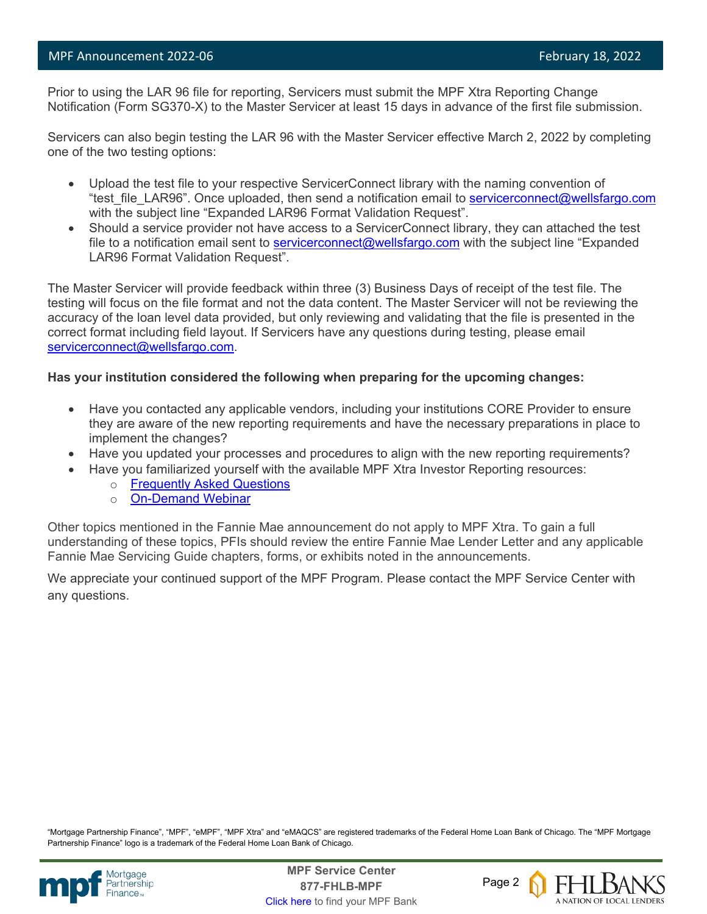Prior to using the LAR 96 file for reporting, Servicers must submit the MPF Xtra Reporting Change Notification (Form SG370-X) to the Master Servicer at least 15 days in advance of the first file submission.

Servicers can also begin testing the LAR 96 with the Master Servicer effective March 2, 2022 by completing one of the two testing options:

- Upload the test file to your respective ServicerConnect library with the naming convention of "test_file_LAR96". Once uploaded, then send a notification email to servicerconnect@wellsfargo.com with the subject line "Expanded LAR96 Format Validation Request".
- Should a service provider not have access to a ServicerConnect library, they can attached the test file to a notification email sent to servicerconnect@wellsfargo.com with the subject line "Expanded LAR96 Format Validation Request".

The Master Servicer will provide feedback within three (3) Business Days of receipt of the test file. The testing will focus on the file format and not the data content. The Master Servicer will not be reviewing the accuracy of the loan level data provided, but only reviewing and validating that the file is presented in the correct format including field layout. If Servicers have any questions during testing, please email servicerconnect@wellsfargo.com.

**Has your institution considered the following when preparing for the upcoming changes:**

- Have you contacted any applicable vendors, including your institutions CORE Provider to ensure they are aware of the new reporting requirements and have the necessary preparations in place to implement the changes?
- Have you updated your processes and procedures to align with the new reporting requirements?
- Have you familiarized yourself with the available MPF Xtra Investor Reporting resources:
  - Frequently Asked Questions
  - On-Demand Webinar

Other topics mentioned in the Fannie Mae announcement do not apply to MPF Xtra. To gain a full understanding of these topics, PFIs should review the entire Fannie Mae Lender Letter and any applicable Fannie Mae Servicing Guide chapters, forms, or exhibits noted in the announcements.

We appreciate your continued support of the MPF Program. Please contact the MPF Service Center with any questions.

"Mortgage Partnership Finance", "MPF", "eMPF", "MPF Xtra" and "eMAQCS" are registered trademarks of the Federal Home Loan Bank of Chicago. The "MPF Mortgage Partnership Finance" logo is a trademark of the Federal Home Loan Bank of Chicago.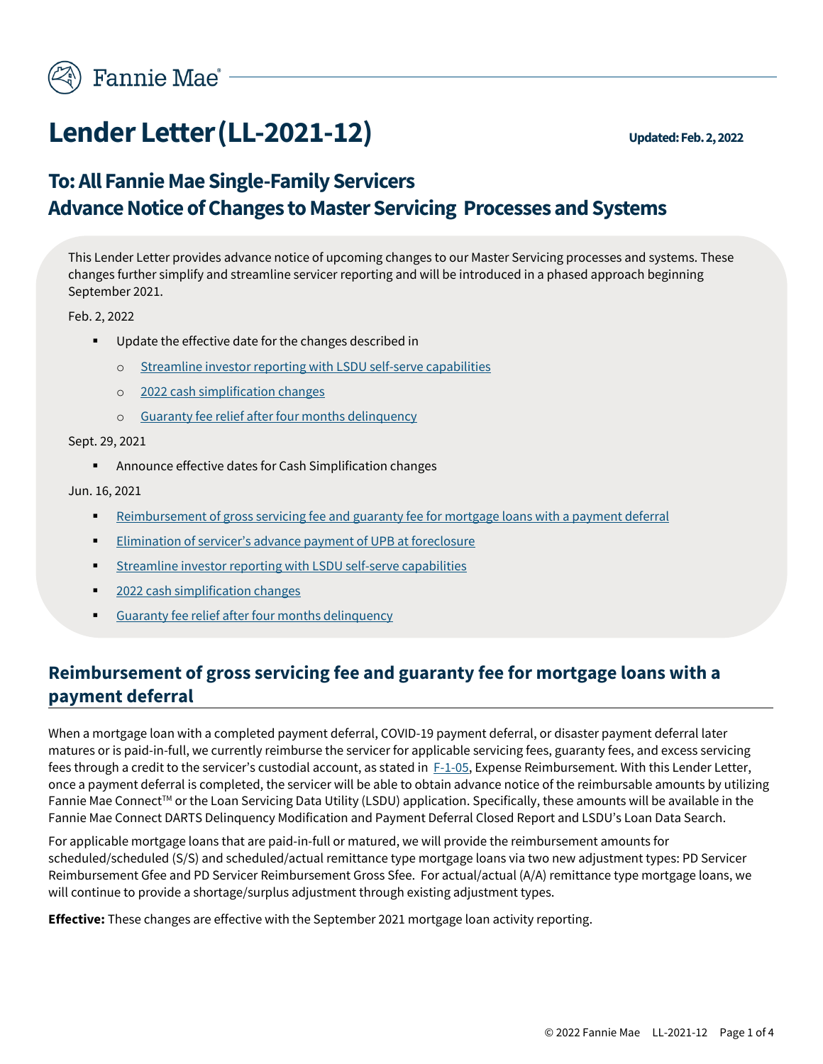# Lender Letter (LL-2021-12)

**Updated: Feb. 2, 2022**

## To: All Fannie Mae Single-Family Servicers
## Advance Notice of Changes to Master Servicing Processes and Systems

This Lender Letter provides advance notice of upcoming changes to our Master Servicing processes and systems. These changes further simplify and streamline servicer reporting and will be introduced in a phased approach beginning September 2021.

Feb. 2, 2022

- Update the effective date for the changes described in
  - Streamline investor reporting with LSDU self-serve capabilities
  - 2022 cash simplification changes
  - Guaranty fee relief after four months delinquency

Sept. 29, 2021

- Announce effective dates for Cash Simplification changes

Jun. 16, 2021

- Reimbursement of gross servicing fee and guaranty fee for mortgage loans with a payment deferral
- Elimination of servicer's advance payment of UPB at foreclosure
- Streamline investor reporting with LSDU self-serve capabilities
- 2022 cash simplification changes
- Guaranty fee relief after four months delinquency

## Reimbursement of gross servicing fee and guaranty fee for mortgage loans with a payment deferral

When a mortgage loan with a completed payment deferral, COVID-19 payment deferral, or disaster payment deferral later matures or is paid-in-full, we currently reimburse the servicer for applicable servicing fees, guaranty fees, and excess servicing fees through a credit to the servicer's custodial account, as stated in F-1-05, Expense Reimbursement. With this Lender Letter, once a payment deferral is completed, the servicer will be able to obtain advance notice of the reimbursable amounts by utilizing Fannie Mae Connect™ or the Loan Servicing Data Utility (LSDU) application. Specifically, these amounts will be available in the Fannie Mae Connect DARTS Delinquency Modification and Payment Deferral Closed Report and LSDU's Loan Data Search.

For applicable mortgage loans that are paid-in-full or matured, we will provide the reimbursement amounts for scheduled/scheduled (S/S) and scheduled/actual remittance type mortgage loans via two new adjustment types: PD Servicer Reimbursement Gfee and PD Servicer Reimbursement Gross Sfee. For actual/actual (A/A) remittance type mortgage loans, we will continue to provide a shortage/surplus adjustment through existing adjustment types.

**Effective:** These changes are effective with the September 2021 mortgage loan activity reporting.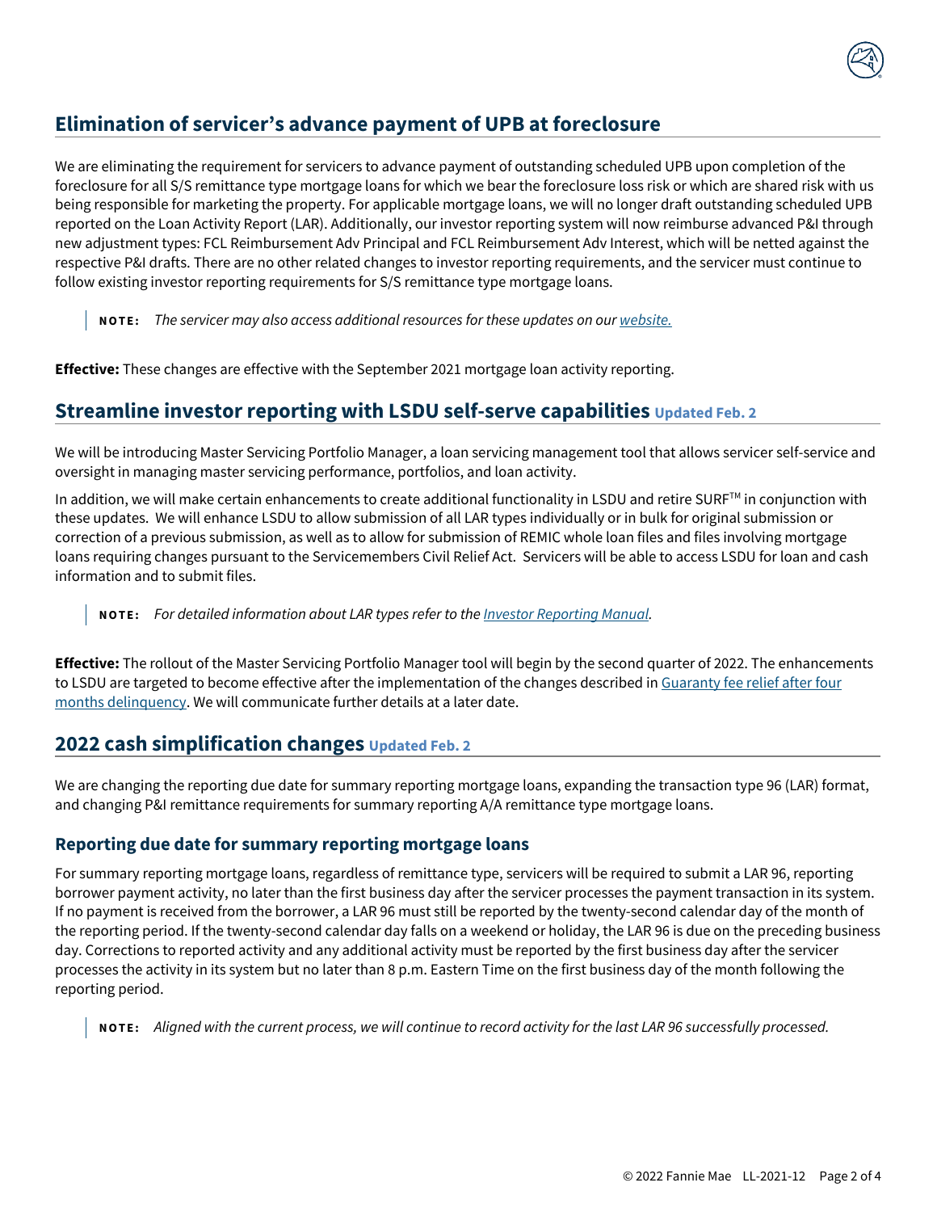## Elimination of servicer's advance payment of UPB at foreclosure

We are eliminating the requirement for servicers to advance payment of outstanding scheduled UPB upon completion of the foreclosure for all S/S remittance type mortgage loans for which we bear the foreclosure loss risk or which are shared risk with us being responsible for marketing the property. For applicable mortgage loans, we will no longer draft outstanding scheduled UPB reported on the Loan Activity Report (LAR). Additionally, our investor reporting system will now reimburse advanced P&I through new adjustment types: FCL Reimbursement Adv Principal and FCL Reimbursement Adv Interest, which will be netted against the respective P&I drafts. There are no other related changes to investor reporting requirements, and the servicer must continue to follow existing investor reporting requirements for S/S remittance type mortgage loans.

> **NOTE:** *The servicer may also access additional resources for these updates on our [website.](#)*

**Effective:** These changes are effective with the September 2021 mortgage loan activity reporting.

## Streamline investor reporting with LSDU self-serve capabilities Updated Feb. 2

We will be introducing Master Servicing Portfolio Manager, a loan servicing management tool that allows servicer self-service and oversight in managing master servicing performance, portfolios, and loan activity.

In addition, we will make certain enhancements to create additional functionality in LSDU and retire SURF™ in conjunction with these updates. We will enhance LSDU to allow submission of all LAR types individually or in bulk for original submission or correction of a previous submission, as well as to allow for submission of REMIC whole loan files and files involving mortgage loans requiring changes pursuant to the Servicemembers Civil Relief Act. Servicers will be able to access LSDU for loan and cash information and to submit files.

> **NOTE:** *For detailed information about LAR types refer to the [Investor Reporting Manual](#).*

**Effective:** The rollout of the Master Servicing Portfolio Manager tool will begin by the second quarter of 2022. The enhancements to LSDU are targeted to become effective after the implementation of the changes described in [Guaranty fee relief after four months delinquency](#). We will communicate further details at a later date.

## 2022 cash simplification changes Updated Feb. 2

We are changing the reporting due date for summary reporting mortgage loans, expanding the transaction type 96 (LAR) format, and changing P&I remittance requirements for summary reporting A/A remittance type mortgage loans.

### Reporting due date for summary reporting mortgage loans

For summary reporting mortgage loans, regardless of remittance type, servicers will be required to submit a LAR 96, reporting borrower payment activity, no later than the first business day after the servicer processes the payment transaction in its system. If no payment is received from the borrower, a LAR 96 must still be reported by the twenty-second calendar day of the month of the reporting period. If the twenty-second calendar day falls on a weekend or holiday, the LAR 96 is due on the preceding business day. Corrections to reported activity and any additional activity must be reported by the first business day after the servicer processes the activity in its system but no later than 8 p.m. Eastern Time on the first business day of the month following the reporting period.

> **NOTE:** *Aligned with the current process, we will continue to record activity for the last LAR 96 successfully processed.*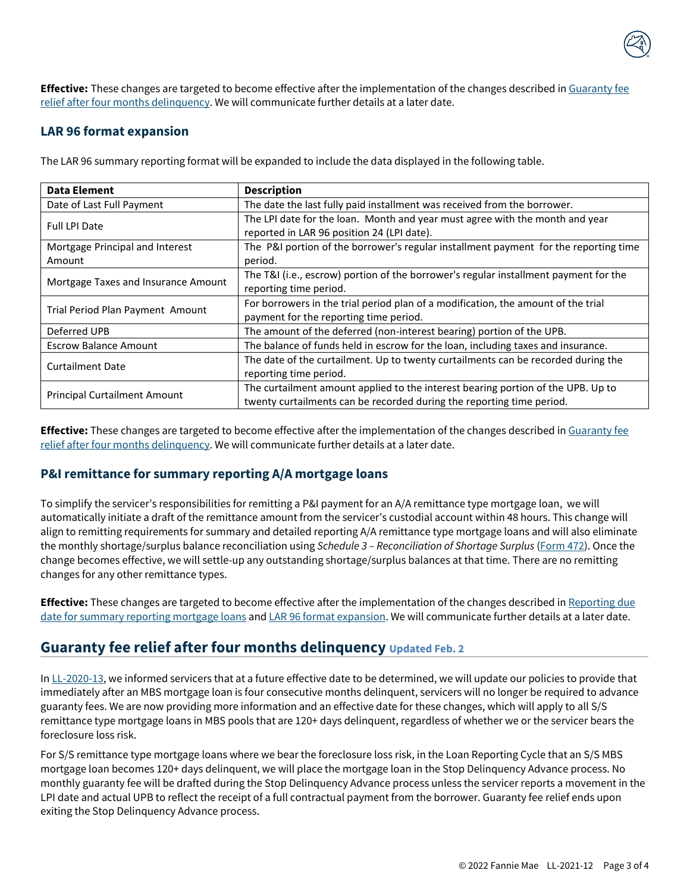**Effective:** These changes are targeted to become effective after the implementation of the changes described in [Guaranty fee relief after four months delinquency](). We will communicate further details at a later date.

### LAR 96 format expansion

The LAR 96 summary reporting format will be expanded to include the data displayed in the following table.

| Data Element | Description |
|---|---|
| Date of Last Full Payment | The date the last fully paid installment was received from the borrower. |
| Full LPI Date | The LPI date for the loan. Month and year must agree with the month and year reported in LAR 96 position 24 (LPI date). |
| Mortgage Principal and Interest Amount | The P&I portion of the borrower's regular installment payment for the reporting time period. |
| Mortgage Taxes and Insurance Amount | The T&I (i.e., escrow) portion of the borrower's regular installment payment for the reporting time period. |
| Trial Period Plan Payment Amount | For borrowers in the trial period plan of a modification, the amount of the trial payment for the reporting time period. |
| Deferred UPB | The amount of the deferred (non-interest bearing) portion of the UPB. |
| Escrow Balance Amount | The balance of funds held in escrow for the loan, including taxes and insurance. |
| Curtailment Date | The date of the curtailment. Up to twenty curtailments can be recorded during the reporting time period. |
| Principal Curtailment Amount | The curtailment amount applied to the interest bearing portion of the UPB. Up to twenty curtailments can be recorded during the reporting time period. |

**Effective:** These changes are targeted to become effective after the implementation of the changes described in [Guaranty fee relief after four months delinquency](). We will communicate further details at a later date.

### P&I remittance for summary reporting A/A mortgage loans

To simplify the servicer's responsibilities for remitting a P&I payment for an A/A remittance type mortgage loan, we will automatically initiate a draft of the remittance amount from the servicer's custodial account within 48 hours. This change will align to remitting requirements for summary and detailed reporting A/A remittance type mortgage loans and will also eliminate the monthly shortage/surplus balance reconciliation using *Schedule 3 – Reconciliation of Shortage Surplus* ([Form 472]()). Once the change becomes effective, we will settle-up any outstanding shortage/surplus balances at that time. There are no remitting changes for any other remittance types.

**Effective:** These changes are targeted to become effective after the implementation of the changes described in [Reporting due date for summary reporting mortgage loans]() and [LAR 96 format expansion](). We will communicate further details at a later date.

## Guaranty fee relief after four months delinquency Updated Feb. 2

In [LL-2020-13](), we informed servicers that at a future effective date to be determined, we will update our policies to provide that immediately after an MBS mortgage loan is four consecutive months delinquent, servicers will no longer be required to advance guaranty fees. We are now providing more information and an effective date for these changes, which will apply to all S/S remittance type mortgage loans in MBS pools that are 120+ days delinquent, regardless of whether we or the servicer bears the foreclosure loss risk.

For S/S remittance type mortgage loans where we bear the foreclosure loss risk, in the Loan Reporting Cycle that an S/S MBS mortgage loan becomes 120+ days delinquent, we will place the mortgage loan in the Stop Delinquency Advance process. No monthly guaranty fee will be drafted during the Stop Delinquency Advance process unless the servicer reports a movement in the LPI date and actual UPB to reflect the receipt of a full contractual payment from the borrower. Guaranty fee relief ends upon exiting the Stop Delinquency Advance process.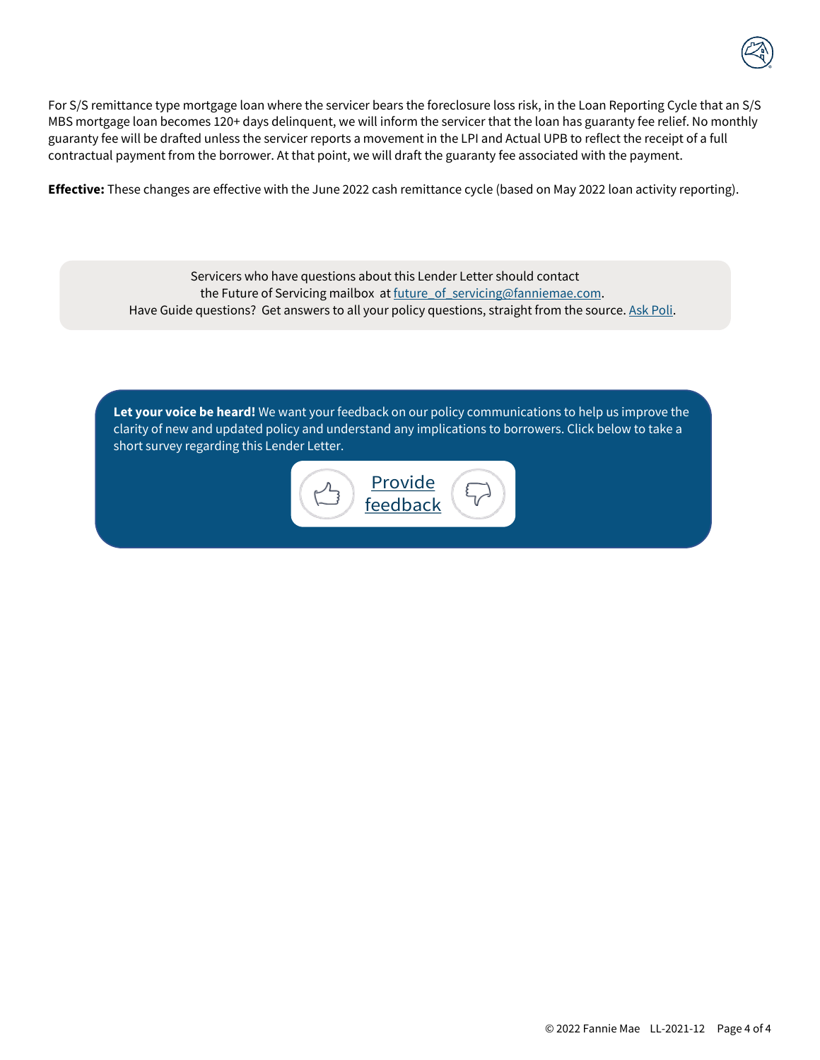For S/S remittance type mortgage loan where the servicer bears the foreclosure loss risk, in the Loan Reporting Cycle that an S/S MBS mortgage loan becomes 120+ days delinquent, we will inform the servicer that the loan has guaranty fee relief. No monthly guaranty fee will be drafted unless the servicer reports a movement in the LPI and Actual UPB to reflect the receipt of a full contractual payment from the borrower. At that point, we will draft the guaranty fee associated with the payment.

**Effective:** These changes are effective with the June 2022 cash remittance cycle (based on May 2022 loan activity reporting).

Servicers who have questions about this Lender Letter should contact the Future of Servicing mailbox at [future_of_servicing@fanniemae.com](mailto:future_of_servicing@fanniemae.com).
Have Guide questions? Get answers to all your policy questions, straight from the source. Ask Poli.

**Let your voice be heard!** We want your feedback on our policy communications to help us improve the clarity of new and updated policy and understand any implications to borrowers. Click below to take a short survey regarding this Lender Letter.

Provide feedback